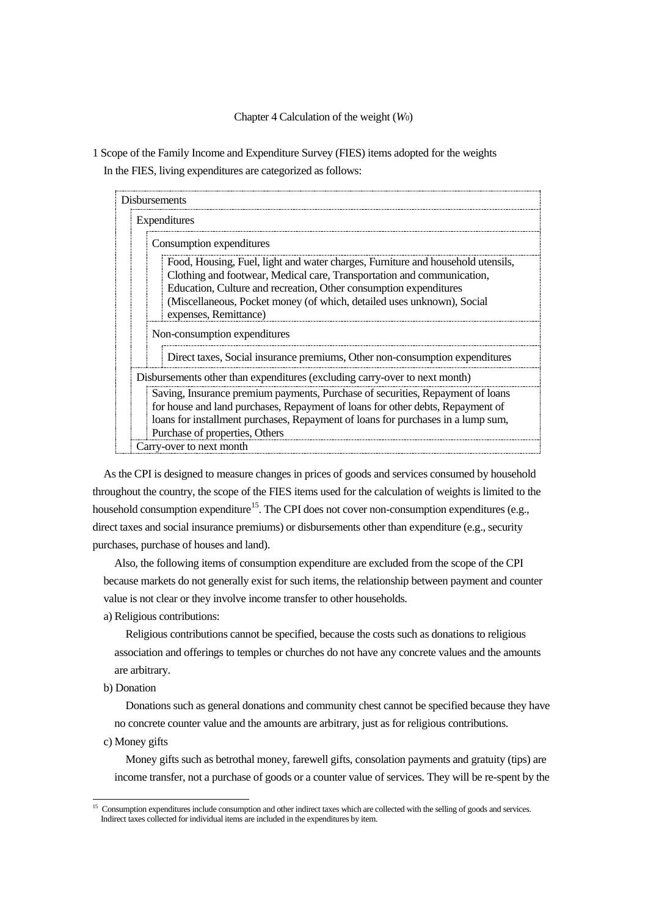# Chapter 4 Calculation of the weight ($W_0$)

## 1 Scope of the Family Income and Expenditure Survey (FIES) items adopted for the weights

In the FIES, living expenditures are categorized as follows:

- Disbursements
  - Expenditures
    - Consumption expenditures
      - Food, Housing, Fuel, light and water charges, Furniture and household utensils, Clothing and footwear, Medical care, Transportation and communication, Education, Culture and recreation, Other consumption expenditures (Miscellaneous, Pocket money (of which, detailed uses unknown), Social expenses, Remittance)
    - Non-consumption expenditures
      - Direct taxes, Social insurance premiums, Other non-consumption expenditures
  - Disbursements other than expenditures (excluding carry-over to next month)
    - Saving, Insurance premium payments, Purchase of securities, Repayment of loans for house and land purchases, Repayment of loans for other debts, Repayment of loans for installment purchases, Repayment of loans for purchases in a lump sum, Purchase of properties, Others
  - Carry-over to next month

As the CPI is designed to measure changes in prices of goods and services consumed by household throughout the country, the scope of the FIES items used for the calculation of weights is limited to the household consumption expenditure[15]. The CPI does not cover non-consumption expenditures (e.g., direct taxes and social insurance premiums) or disbursements other than expenditure (e.g., security purchases, purchase of houses and land).

Also, the following items of consumption expenditure are excluded from the scope of the CPI because markets do not generally exist for such items, the relationship between payment and counter value is not clear or they involve income transfer to other households.

a) Religious contributions:

Religious contributions cannot be specified, because the costs such as donations to religious association and offerings to temples or churches do not have any concrete values and the amounts are arbitrary.

b) Donation

Donations such as general donations and community chest cannot be specified because they have no concrete counter value and the amounts are arbitrary, just as for religious contributions.

c) Money gifts

Money gifts such as betrothal money, farewell gifts, consolation payments and gratuity (tips) are income transfer, not a purchase of goods or a counter value of services. They will be re-spent by the

---

[15] Consumption expenditures include consumption and other indirect taxes which are collected with the selling of goods and services. Indirect taxes collected for individual items are included in the expenditures by item.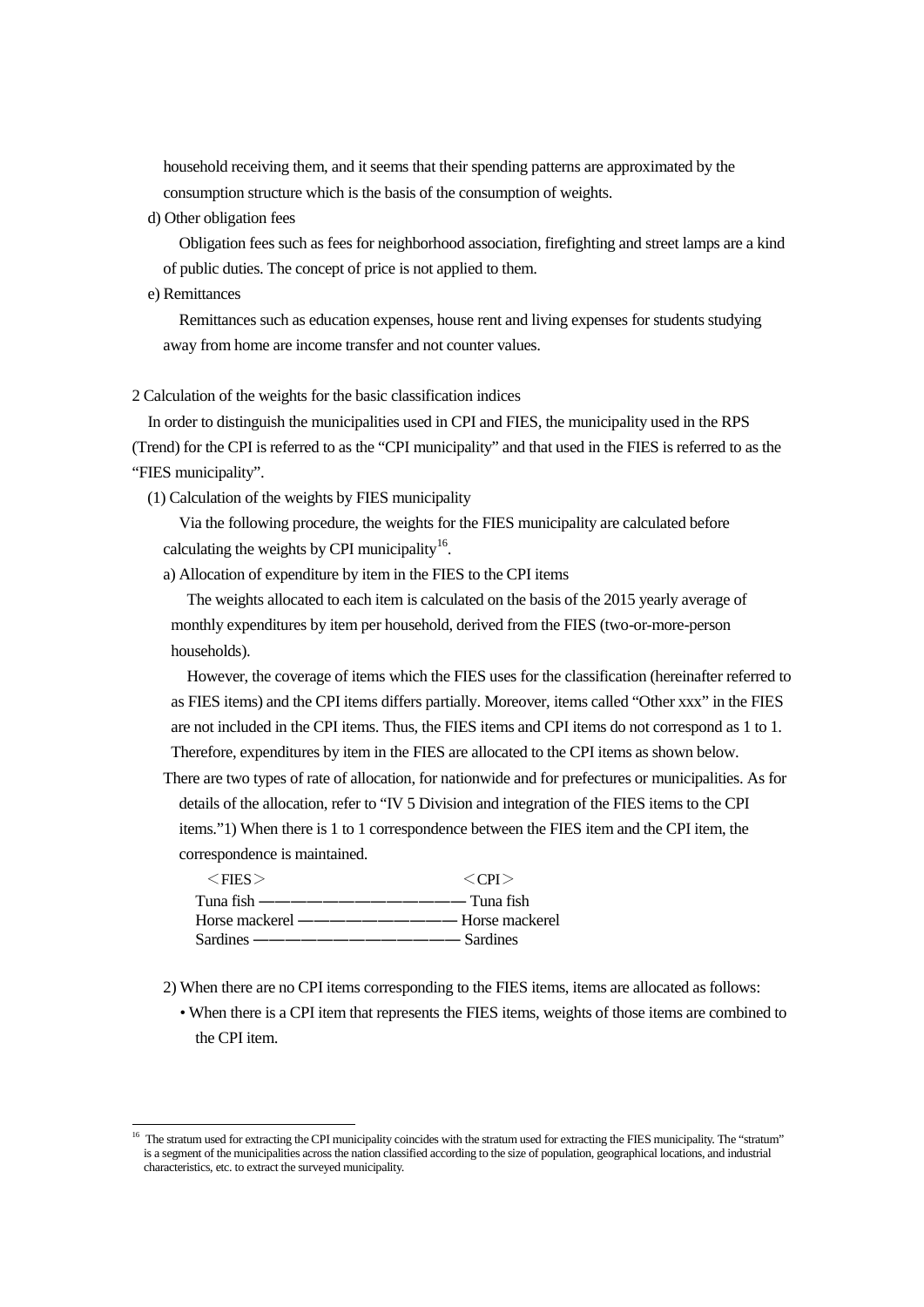household receiving them, and it seems that their spending patterns are approximated by the consumption structure which is the basis of the consumption of weights.

d) Other obligation fees

Obligation fees such as fees for neighborhood association, firefighting and street lamps are a kind of public duties. The concept of price is not applied to them.

e) Remittances

Remittances such as education expenses, house rent and living expenses for students studying away from home are income transfer and not counter values.

2 Calculation of the weights for the basic classification indices

In order to distinguish the municipalities used in CPI and FIES, the municipality used in the RPS (Trend) for the CPI is referred to as the "CPI municipality" and that used in the FIES is referred to as the "FIES municipality".

(1) Calculation of the weights by FIES municipality

Via the following procedure, the weights for the FIES municipality are calculated before calculating the weights by CPI municipality[16].

a) Allocation of expenditure by item in the FIES to the CPI items

The weights allocated to each item is calculated on the basis of the 2015 yearly average of monthly expenditures by item per household, derived from the FIES (two-or-more-person households).

However, the coverage of items which the FIES uses for the classification (hereinafter referred to as FIES items) and the CPI items differs partially. Moreover, items called "Other xxx" in the FIES are not included in the CPI items. Thus, the FIES items and CPI items do not correspond as 1 to 1. Therefore, expenditures by item in the FIES are allocated to the CPI items as shown below.

There are two types of rate of allocation, for nationwide and for prefectures or municipalities. As for details of the allocation, refer to "IV 5 Division and integration of the FIES items to the CPI items."1) When there is 1 to 1 correspondence between the FIES item and the CPI item, the correspondence is maintained.

| ＜FIES＞ | | ＜CPI＞ |
|---|---|---|
| Tuna fish | ―――――――――――――― | Tuna fish |
| Horse mackerel | ―――――――――――― | Horse mackerel |
| Sardines | ―――――――――――――― | Sardines |

2) When there are no CPI items corresponding to the FIES items, items are allocated as follows:

- When there is a CPI item that represents the FIES items, weights of those items are combined to the CPI item.

[16] The stratum used for extracting the CPI municipality coincides with the stratum used for extracting the FIES municipality. The "stratum" is a segment of the municipalities across the nation classified according to the size of population, geographical locations, and industrial characteristics, etc. to extract the surveyed municipality.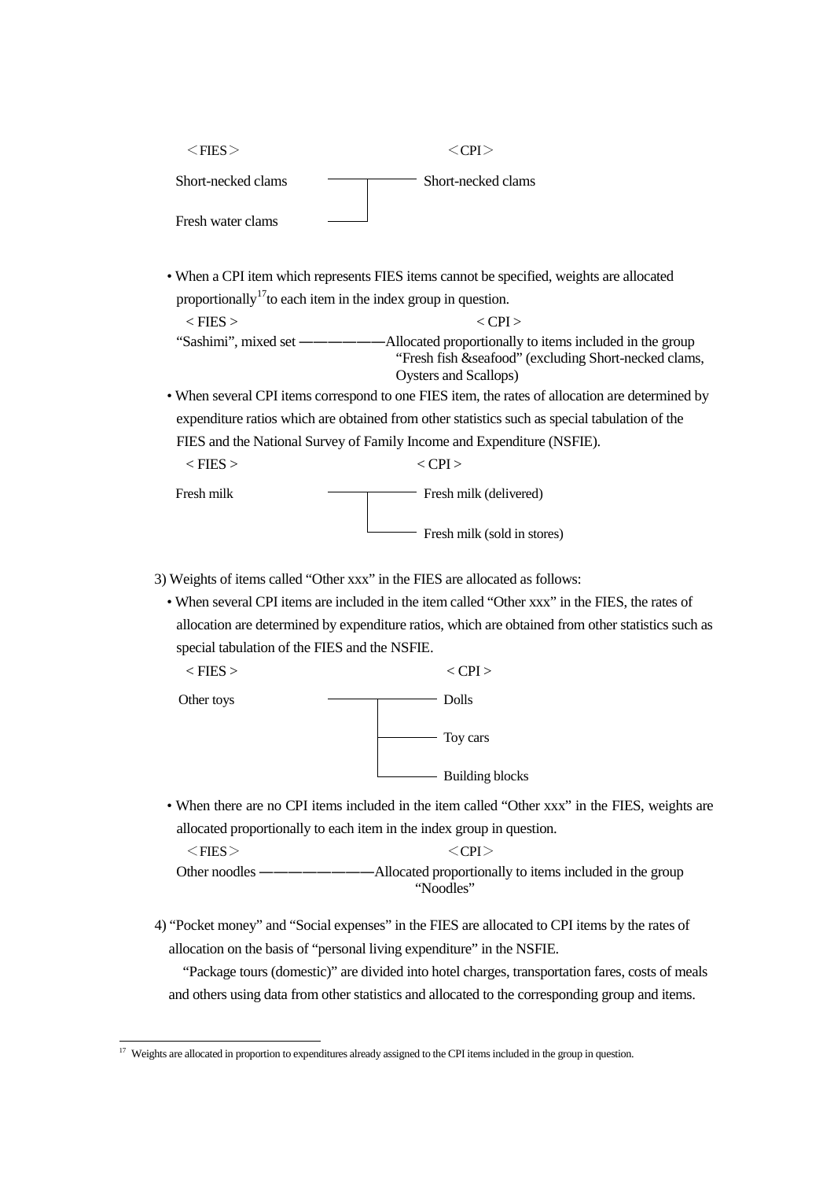| <FIES> | <CPI> |
|---|---|
| Short-necked clams | Short-necked clams |
| Fresh water clams | |

- When a CPI item which represents FIES items cannot be specified, weights are allocated proportionally[17] to each item in the index group in question.

| < FIES > | < CPI > |
|---|---|
| "Sashimi", mixed set | Allocated proportionally to items included in the group "Fresh fish &seafood" (excluding Short-necked clams, Oysters and Scallops) |

- When several CPI items correspond to one FIES item, the rates of allocation are determined by expenditure ratios which are obtained from other statistics such as special tabulation of the FIES and the National Survey of Family Income and Expenditure (NSFIE).

| < FIES > | < CPI > |
|---|---|
| Fresh milk | Fresh milk (delivered) |
| | Fresh milk (sold in stores) |

3) Weights of items called "Other xxx" in the FIES are allocated as follows:

- When several CPI items are included in the item called "Other xxx" in the FIES, the rates of allocation are determined by expenditure ratios, which are obtained from other statistics such as special tabulation of the FIES and the NSFIE.

| < FIES > | < CPI > |
|---|---|
| Other toys | Dolls |
| | Toy cars |
| | Building blocks |

- When there are no CPI items included in the item called "Other xxx" in the FIES, weights are allocated proportionally to each item in the index group in question.

| <FIES> | <CPI> |
|---|---|
| Other noodles | Allocated proportionally to items included in the group "Noodles" |

4) "Pocket money" and "Social expenses" in the FIES are allocated to CPI items by the rates of allocation on the basis of "personal living expenditure" in the NSFIE.

"Package tours (domestic)" are divided into hotel charges, transportation fares, costs of meals and others using data from other statistics and allocated to the corresponding group and items.

---

[17] Weights are allocated in proportion to expenditures already assigned to the CPI items included in the group in question.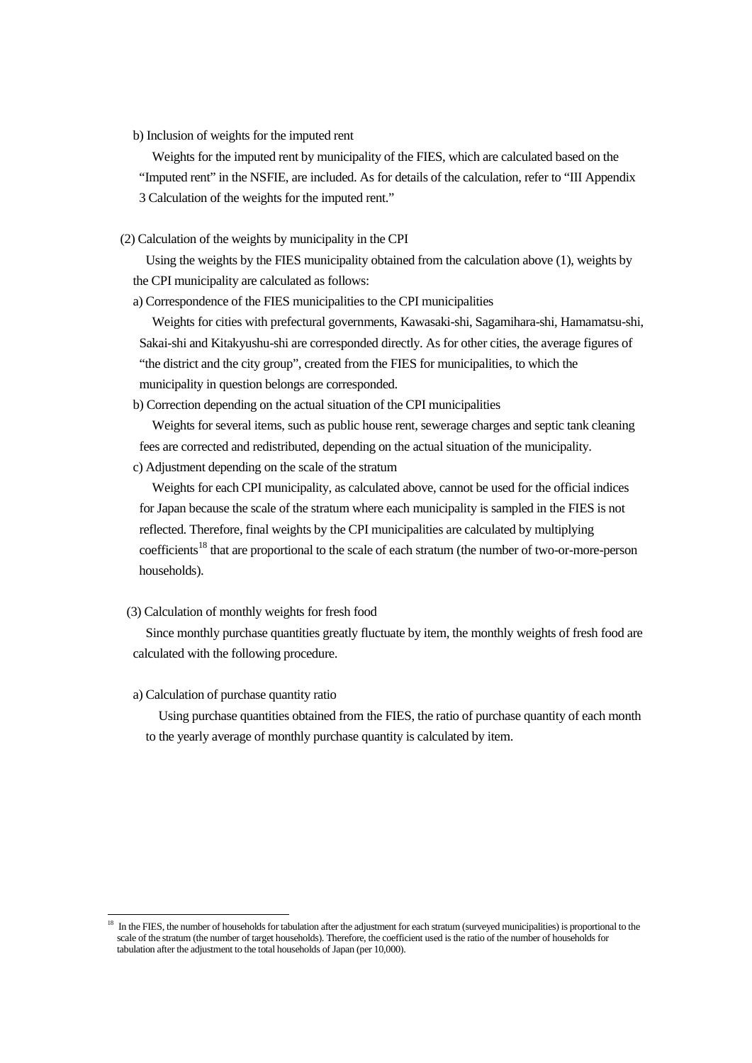b) Inclusion of weights for the imputed rent

Weights for the imputed rent by municipality of the FIES, which are calculated based on the "Imputed rent" in the NSFIE, are included. As for details of the calculation, refer to "III Appendix 3 Calculation of the weights for the imputed rent."

(2) Calculation of the weights by municipality in the CPI

Using the weights by the FIES municipality obtained from the calculation above (1), weights by the CPI municipality are calculated as follows:

a) Correspondence of the FIES municipalities to the CPI municipalities

Weights for cities with prefectural governments, Kawasaki-shi, Sagamihara-shi, Hamamatsu-shi, Sakai-shi and Kitakyushu-shi are corresponded directly. As for other cities, the average figures of "the district and the city group", created from the FIES for municipalities, to which the municipality in question belongs are corresponded.

b) Correction depending on the actual situation of the CPI municipalities

Weights for several items, such as public house rent, sewerage charges and septic tank cleaning fees are corrected and redistributed, depending on the actual situation of the municipality.

c) Adjustment depending on the scale of the stratum

Weights for each CPI municipality, as calculated above, cannot be used for the official indices for Japan because the scale of the stratum where each municipality is sampled in the FIES is not reflected. Therefore, final weights by the CPI municipalities are calculated by multiplying coefficients[18] that are proportional to the scale of each stratum (the number of two-or-more-person households).

(3) Calculation of monthly weights for fresh food

Since monthly purchase quantities greatly fluctuate by item, the monthly weights of fresh food are calculated with the following procedure.

a) Calculation of purchase quantity ratio

Using purchase quantities obtained from the FIES, the ratio of purchase quantity of each month to the yearly average of monthly purchase quantity is calculated by item.

[18] In the FIES, the number of households for tabulation after the adjustment for each stratum (surveyed municipalities) is proportional to the scale of the stratum (the number of target households). Therefore, the coefficient used is the ratio of the number of households for tabulation after the adjustment to the total households of Japan (per 10,000).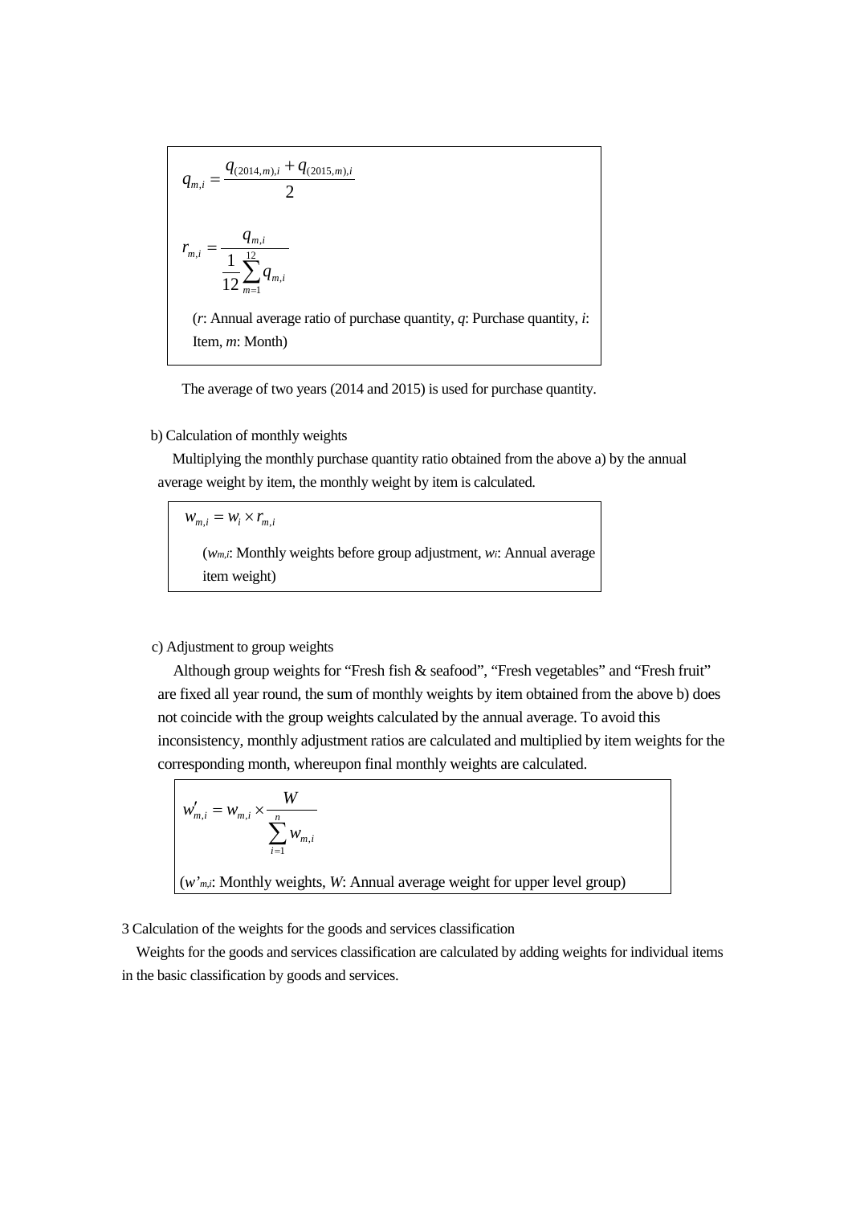$$q_{m,i} = \frac{q_{(2014,m),i} + q_{(2015,m),i}}{2}$$

$$r_{m,i} = \frac{q_{m,i}}{\frac{1}{12}\sum_{m=1}^{12} q_{m,i}}$$

($r$: Annual average ratio of purchase quantity, $q$: Purchase quantity, $i$: Item, $m$: Month)

The average of two years (2014 and 2015) is used for purchase quantity.

b) Calculation of monthly weights

Multiplying the monthly purchase quantity ratio obtained from the above a) by the annual average weight by item, the monthly weight by item is calculated.

$$w_{m,i} = w_i \times r_{m,i}$$

($w_{m,i}$: Monthly weights before group adjustment, $w_i$: Annual average item weight)

c) Adjustment to group weights

Although group weights for "Fresh fish & seafood", "Fresh vegetables" and "Fresh fruit" are fixed all year round, the sum of monthly weights by item obtained from the above b) does not coincide with the group weights calculated by the annual average. To avoid this inconsistency, monthly adjustment ratios are calculated and multiplied by item weights for the corresponding month, whereupon final monthly weights are calculated.

$$w'_{m,i} = w_{m,i} \times \frac{W}{\sum_{i=1}^{n} w_{m,i}}$$

($w'_{m,i}$: Monthly weights, $W$: Annual average weight for upper level group)

3 Calculation of the weights for the goods and services classification

Weights for the goods and services classification are calculated by adding weights for individual items in the basic classification by goods and services.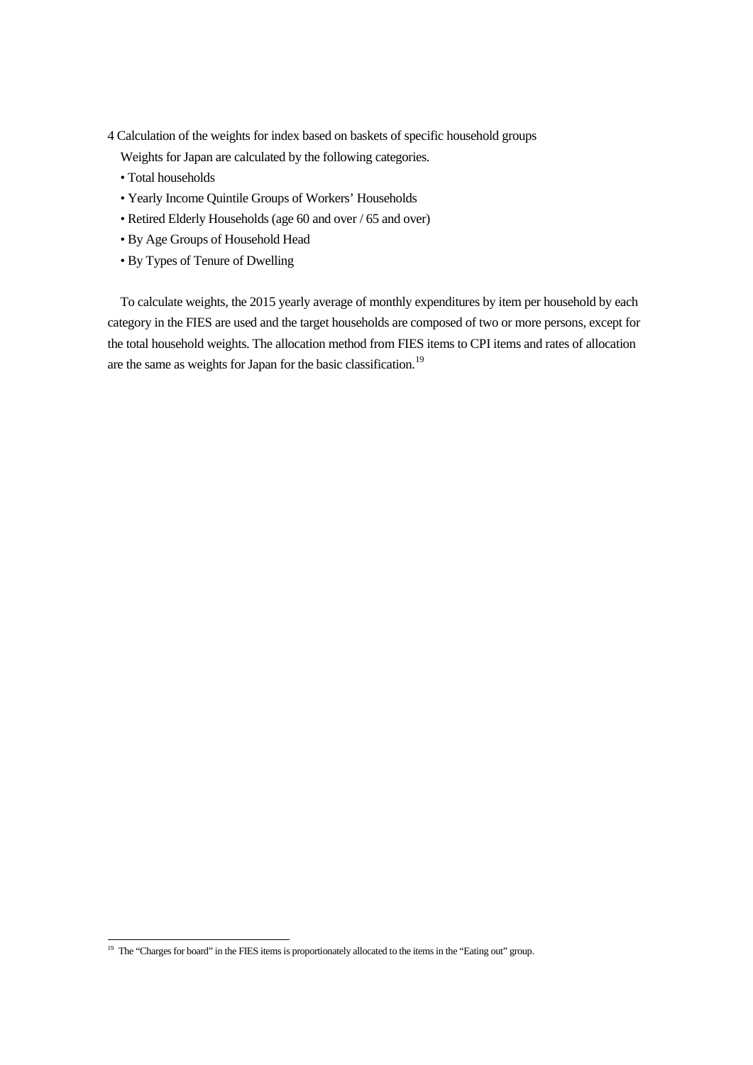## 4 Calculation of the weights for index based on baskets of specific household groups

Weights for Japan are calculated by the following categories.

- Total households
- Yearly Income Quintile Groups of Workers' Households
- Retired Elderly Households (age 60 and over / 65 and over)
- By Age Groups of Household Head
- By Types of Tenure of Dwelling

To calculate weights, the 2015 yearly average of monthly expenditures by item per household by each category in the FIES are used and the target households are composed of two or more persons, except for the total household weights. The allocation method from FIES items to CPI items and rates of allocation are the same as weights for Japan for the basic classification.[19]

[19] The "Charges for board" in the FIES items is proportionately allocated to the items in the "Eating out" group.